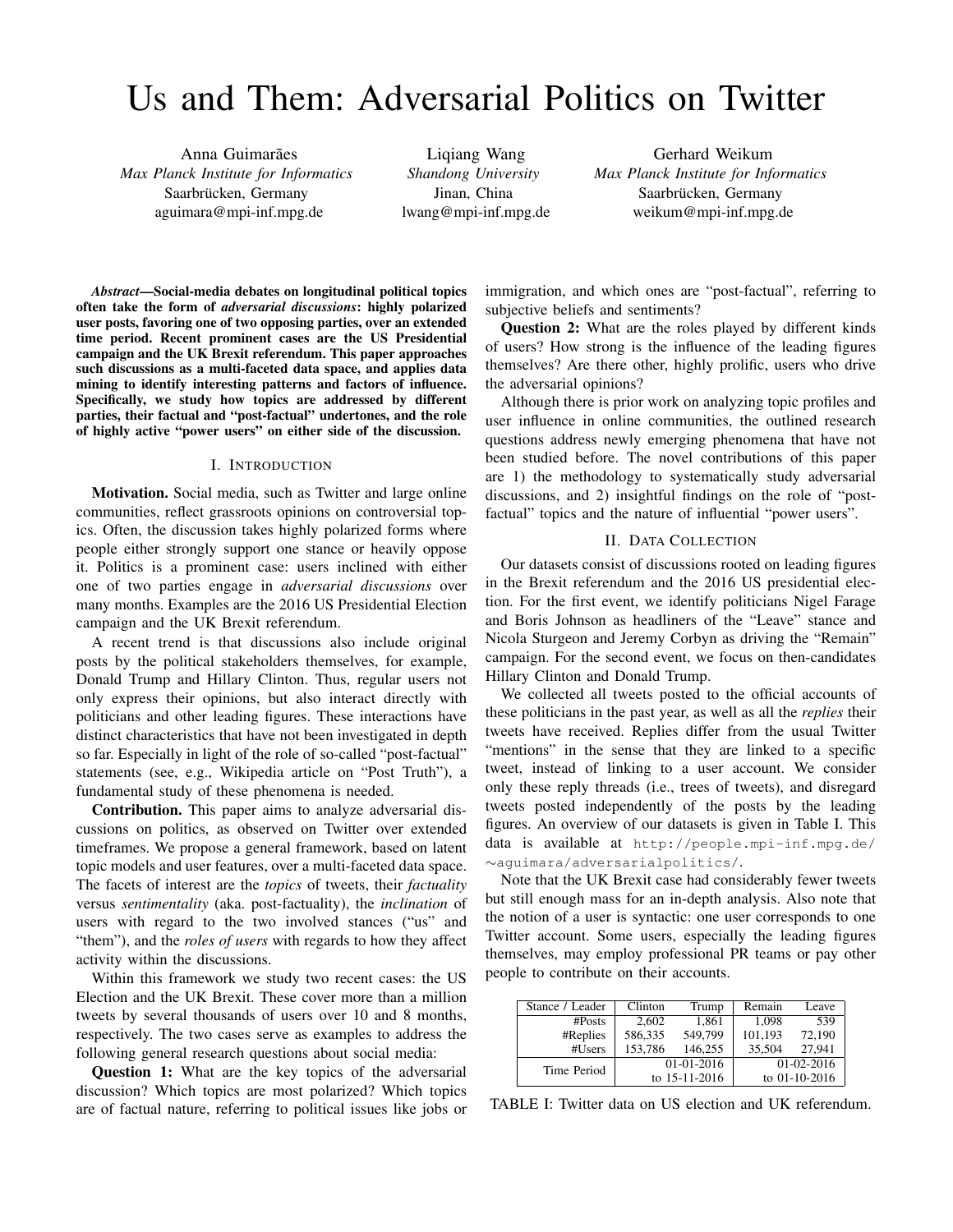# Us and Them: Adversarial Politics on Twitter

Anna Guimarães
*Max Planck Institute for Informatics*
Saarbrücken, Germany
aguimara@mpi-inf.mpg.de

Liqiang Wang
*Shandong University*
Jinan, China
lwang@mpi-inf.mpg.de

Gerhard Weikum
*Max Planck Institute for Informatics*
Saarbrücken, Germany
weikum@mpi-inf.mpg.de

***Abstract*—Social-media debates on longitudinal political topics often take the form of *adversarial discussions*: highly polarized user posts, favoring one of two opposing parties, over an extended time period. Recent prominent cases are the US Presidential campaign and the UK Brexit referendum. This paper approaches such discussions as a multi-faceted data space, and applies data mining to identify interesting patterns and factors of influence. Specifically, we study how topics are addressed by different parties, their factual and "post-factual" undertones, and the role of highly active "power users" on either side of the discussion.**

## I. Introduction

**Motivation.** Social media, such as Twitter and large online communities, reflect grassroots opinions on controversial topics. Often, the discussion takes highly polarized forms where people either strongly support one stance or heavily oppose it. Politics is a prominent case: users inclined with either one of two parties engage in *adversarial discussions* over many months. Examples are the 2016 US Presidential Election campaign and the UK Brexit referendum.

A recent trend is that discussions also include original posts by the political stakeholders themselves, for example, Donald Trump and Hillary Clinton. Thus, regular users not only express their opinions, but also interact directly with politicians and other leading figures. These interactions have distinct characteristics that have not been investigated in depth so far. Especially in light of the role of so-called "post-factual" statements (see, e.g., Wikipedia article on "Post Truth"), a fundamental study of these phenomena is needed.

**Contribution.** This paper aims to analyze adversarial discussions on politics, as observed on Twitter over extended timeframes. We propose a general framework, based on latent topic models and user features, over a multi-faceted data space. The facets of interest are the *topics* of tweets, their *factuality* versus *sentimentality* (aka. post-factuality), the *inclination* of users with regard to the two involved stances ("us" and "them"), and the *roles of users* with regards to how they affect activity within the discussions.

Within this framework we study two recent cases: the US Election and the UK Brexit. These cover more than a million tweets by several thousands of users over 10 and 8 months, respectively. The two cases serve as examples to address the following general research questions about social media:

**Question 1:** What are the key topics of the adversarial discussion? Which topics are most polarized? Which topics are of factual nature, referring to political issues like jobs or immigration, and which ones are "post-factual", referring to subjective beliefs and sentiments?

**Question 2:** What are the roles played by different kinds of users? How strong is the influence of the leading figures themselves? Are there other, highly prolific, users who drive the adversarial opinions?

Although there is prior work on analyzing topic profiles and user influence in online communities, the outlined research questions address newly emerging phenomena that have not been studied before. The novel contributions of this paper are 1) the methodology to systematically study adversarial discussions, and 2) insightful findings on the role of "post-factual" topics and the nature of influential "power users".

## II. Data Collection

Our datasets consist of discussions rooted on leading figures in the Brexit referendum and the 2016 US presidential election. For the first event, we identify politicians Nigel Farage and Boris Johnson as headliners of the "Leave" stance and Nicola Sturgeon and Jeremy Corbyn as driving the "Remain" campaign. For the second event, we focus on then-candidates Hillary Clinton and Donald Trump.

We collected all tweets posted to the official accounts of these politicians in the past year, as well as all the *replies* their tweets have received. Replies differ from the usual Twitter "mentions" in the sense that they are linked to a specific tweet, instead of linking to a user account. We consider only these reply threads (i.e., trees of tweets), and disregard tweets posted independently of the posts by the leading figures. An overview of our datasets is given in Table I. This data is available at http://people.mpi-inf.mpg.de/∼aguimara/adversarialpolitics/.

Note that the UK Brexit case had considerably fewer tweets but still enough mass for an in-depth analysis. Also note that the notion of a user is syntactic: one user corresponds to one Twitter account. Some users, especially the leading figures themselves, may employ professional PR teams or pay other people to contribute on their accounts.

| Stance / Leader | Clinton | Trump | Remain | Leave |
|---|---|---|---|---|
| #Posts | 2,602 | 1,861 | 1,098 | 539 |
| #Replies | 586,335 | 549,799 | 101,193 | 72,190 |
| #Users | 153,786 | 146,255 | 35,504 | 27,941 |
| Time Period | 01-01-2016 to 15-11-2016 | | 01-02-2016 to 01-10-2016 | |

TABLE I: Twitter data on US election and UK referendum.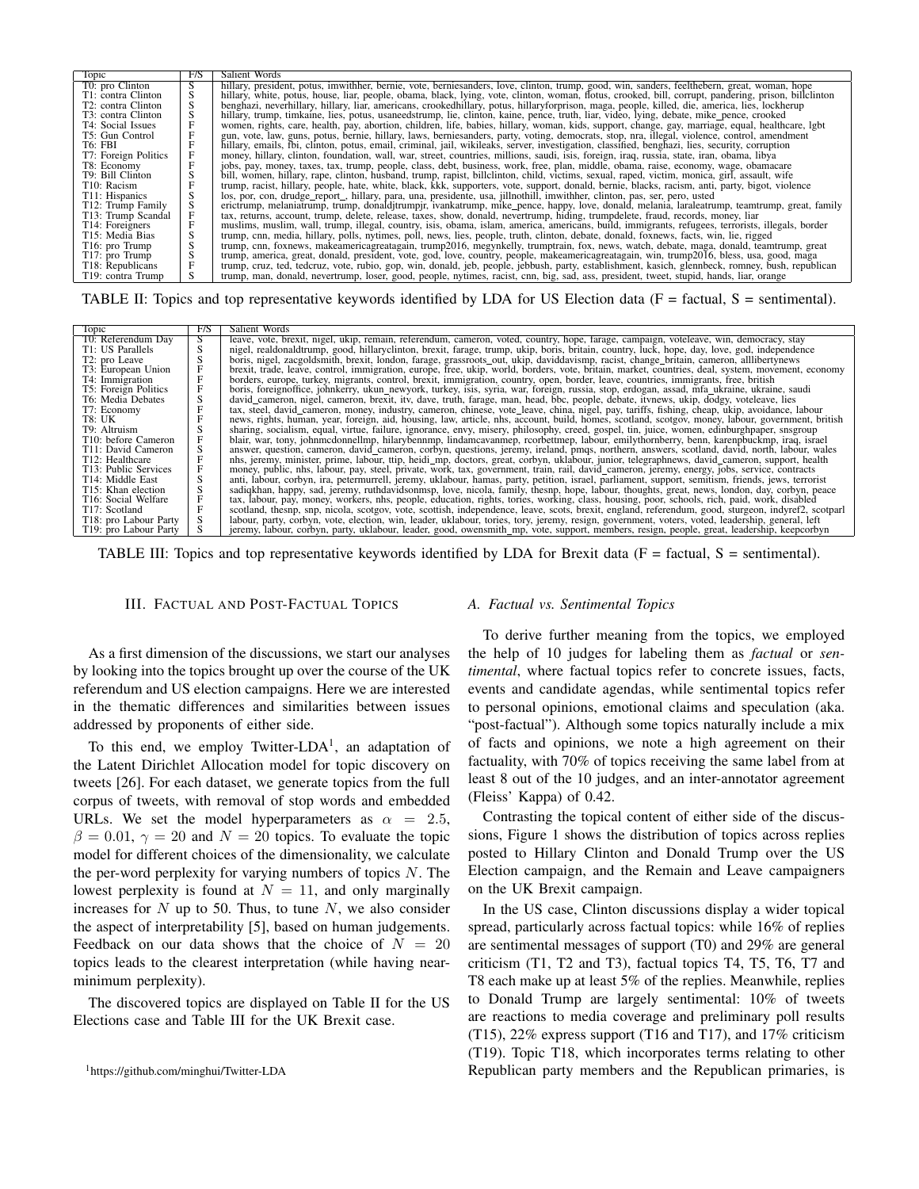| Topic | F/S | Salient Words |
|---|---|---|
| T0: pro Clinton | S | hillary, president, potus, imwithher, bernie, vote, berniesanders, love, clinton, trump, good, win, sanders, feelthebern, great, woman, hope |
| T1: contra Clinton | S | hillary, white, potus, house, liar, people, obama, black, lying, vote, clinton, woman, flotus, crooked, bill, corrupt, pandering, prison, billclinton |
| T2: contra Clinton | S | benghazi, neverhillary, hillary, liar, americans, crookedhillary, potus, hillaryforprison, maga, people, killed, die, america, lies, lockherup |
| T3: contra Clinton | S | hillary, trump, timkaine, lies, potus, usaneedstrump, lie, clinton, kaine, pence, truth, liar, video, lying, debate, mike_pence, crooked |
| T4: Social Issues | F | women, rights, care, health, pay, abortion, children, life, babies, hillary, woman, kids, support, change, gay, marriage, equal, healthcare, lgbt |
| T5: Gun Control | F | gun, vote, law, guns, potus, bernie, hillary, laws, berniesanders, party, voting, democrats, stop, nra, illegal, violence, control, amendment |
| T6: FBI | F | hillary, emails, fbi, clinton, potus, email, criminal, jail, wikileaks, server, investigation, classified, benghazi, lies, security, corruption |
| T7: Foreign Politics | F | money, hillary, clinton, foundation, wall, war, street, countries, millions, saudi, isis, foreign, iraq, russia, state, iran, obama, libya |
| T8: Economy | F | jobs, pay, money, taxes, tax, trump, people, class, debt, business, work, free, plan, middle, obama, raise, economy, wage, obamacare |
| T9: Bill Clinton | S | bill, women, hillary, rape, clinton, husband, trump, rapist, billclinton, child, victims, sexual, raped, victim, monica, girl, assault, wife |
| T10: Racism | F | trump, racist, hillary, people, hate, white, black, kkk, supporters, vote, support, donald, bernie, blacks, racism, anti, party, bigot, violence |
| T11: Hispanics | S | los, por, con, drudge_report_, hillary, para, una, presidente, usa, jillnothill, imwithher, clinton, pas, ser, pero, usted |
| T12: Trump Family | S | erictrump, melaniatrump, trump, donaldjtrumpjr, ivankatrump, mike_pence, happy, love, donald, melania, laraleatrump, teamtrump, great, family |
| T13: Trump Scandal | F | tax, returns, account, trump, delete, release, taxes, show, donald, nevertrump, hiding, trumpdelete, fraud, records, money, liar |
| T14: Foreigners | F | muslims, muslim, wall, trump, illegal, country, isis, obama, islam, america, americans, build, immigrants, refugees, terrorists, illegals, border |
| T15: Media Bias | S | trump, cnn, media, hillary, polls, nytimes, poll, news, lies, people, truth, clinton, debate, donald, foxnews, facts, win, lie, rigged |
| T16: pro Trump | S | trump, cnn, foxnews, makeamericagreatagain, trump2016, megynkelly, trumptrain, fox, news, watch, debate, maga, donald, teamtrump, great |
| T17: pro Trump | S | trump, america, great, donald, president, vote, god, love, country, people, makeamericagreatagain, win, trump2016, bless, usa, good, maga |
| T18: Republicans | F | trump, cruz, ted, tedcruz, vote, rubio, gop, win, donald, jeb, people, jebbush, party, establishment, kasich, glennbeck, romney, bush, republican |
| T19: contra Trump | S | trump, man, donald, nevertrump, loser, good, people, nytimes, racist, cnn, big, sad, ass, president, tweet, stupid, hands, liar, orange |

TABLE II: Topics and top representative keywords identified by LDA for US Election data (F = factual, S = sentimental).

| Topic | F/S | Salient Words |
|---|---|---|
| T0: Referendum Day | S | leave, vote, brexit, nigel, ukip, remain, referendum, cameron, voted, country, hope, farage, campaign, voteleave, win, democracy, stay |
| T1: US Parallels | S | nigel, realdonaldtrump, good, hillaryclinton, brexit, farage, trump, ukip, boris, britain, country, luck, hope, day, love, god, independence |
| T2: pro Leave | S | boris, nigel, zacgoldsmith, brexit, london, farage, grassroots_out, ukip, daviddavismp, racist, change_britain, cameron, alllibertynews |
| T3: European Union | F | brexit, trade, leave, control, immigration, europe, free, ukip, world, borders, vote, britain, market, countries, deal, system, movement, economy |
| T4: Immigration | F | borders, europe, turkey, migrants, control, brexit, immigration, country, open, border, leave, countries, immigrants, free, british |
| T5: Foreign Politics | F | boris, foreignoffice, johnkerry, ukun_newyork, turkey, isis, syria, war, foreign, russia, stop, erdogan, assad, mfa_ukraine, ukraine, saudi |
| T6: Media Debates | S | david_cameron, nigel, cameron, brexit, itv, dave, truth, farage, man, head, bbc, people, debate, itvnews, ukip, dodgy, voteleave, lies |
| T7: Economy | F | tax, steel, david_cameron, money, industry, cameron, chinese, vote_leave, china, nigel, pay, tariffs, fishing, cheap, ukip, avoidance, labour |
| T8: UK | F | news, rights, human, year, foreign, aid, housing, law, article, nhs, account, build, homes, scotland, scotgov, money, labour, government, british |
| T9: Altruism | S | sharing, socialism, equal, virtue, failure, ignorance, envy, misery, philosophy, creed, gospel, tin, juice, women, edinburghpaper, snsgroup |
| T10: before Cameron | F | blair, war, tony, johnmcdonnellmp, hilarybennmp, lindamcavanmep, rcorbettmep, labour, emilythornberry, benn, karenpbuckmp, iraq, israel |
| T11: David Cameron | S | answer, question, cameron, david_cameron, corbyn, questions, jeremy, ireland, pmqs, northern, answers, scotland, david, north, labour, wales |
| T12: Healthcare | F | nhs, jeremy, minister, prime, labour, ttip, heidi_mp, doctors, great, corbyn, uklabour, junior, telegraphnews, david_cameron, support, health |
| T13: Public Services | F | money, public, nhs, labour, pay, steel, private, work, tax, government, train, rail, david_cameron, jeremy, energy, jobs, service, contracts |
| T14: Middle East | S | anti, labour, corbyn, ira, petermurrell, jeremy, uklabour, hamas, party, petition, israel, parliament, support, semitism, friends, jews, terrorist |
| T15: Khan election | S | sadiqkhan, happy, sad, jeremy, ruthdavidsonmsp, love, nicola, family, thesnp, hope, labour, thoughts, great, news, london, day, corbyn, peace |
| T16: Social Welfare | F | tax, labour, pay, money, workers, nhs, people, education, rights, tories, working, class, housing, poor, schools, rich, paid, work, disabled |
| T17: Scotland | F | scotland, thesnp, snp, nicola, scotgov, vote, scottish, independence, leave, scots, brexit, england, referendum, good, sturgeon, indyref2, scotparl |
| T18: pro Labour Party | S | labour, party, corbyn, vote, election, win, leader, uklabour, tories, tory, jeremy, resign, government, voters, voted, leadership, general, left |
| T19: pro Labour Party | S | jeremy, labour, corbyn, party, uklabour, leader, good, owensmith_mp, vote, support, members, resign, people, great, leadership, keepcorbyn |

TABLE III: Topics and top representative keywords identified by LDA for Brexit data (F = factual, S = sentimental).

## III. Factual and Post-Factual Topics

As a first dimension of the discussions, we start our analyses by looking into the topics brought up over the course of the UK referendum and US election campaigns. Here we are interested in the thematic differences and similarities between issues addressed by proponents of either side.

To this end, we employ Twitter-LDA[1], an adaptation of the Latent Dirichlet Allocation model for topic discovery on tweets [26]. For each dataset, we generate topics from the full corpus of tweets, with removal of stop words and embedded URLs. We set the model hyperparameters as $\alpha = 2.5$, $\beta = 0.01$, $\gamma = 20$ and $N = 20$ topics. To evaluate the topic model for different choices of the dimensionality, we calculate the per-word perplexity for varying numbers of topics $N$. The lowest perplexity is found at $N = 11$, and only marginally increases for $N$ up to 50. Thus, to tune $N$, we also consider the aspect of interpretability [5], based on human judgements. Feedback on our data shows that the choice of $N = 20$ topics leads to the clearest interpretation (while having near-minimum perplexity).

The discovered topics are displayed on Table II for the US Elections case and Table III for the UK Brexit case.

[1] https://github.com/minghui/Twitter-LDA

### A. Factual vs. Sentimental Topics

To derive further meaning from the topics, we employed the help of 10 judges for labeling them as *factual* or *sentimental*, where factual topics refer to concrete issues, facts, events and candidate agendas, while sentimental topics refer to personal opinions, emotional claims and speculation (aka. "post-factual"). Although some topics naturally include a mix of facts and opinions, we note a high agreement on their factuality, with 70% of topics receiving the same label from at least 8 out of the 10 judges, and an inter-annotator agreement (Fleiss' Kappa) of 0.42.

Contrasting the topical content of either side of the discussions, Figure 1 shows the distribution of topics across replies posted to Hillary Clinton and Donald Trump over the US Election campaign, and the Remain and Leave campaigners on the UK Brexit campaign.

In the US case, Clinton discussions display a wider topical spread, particularly across factual topics: while 16% of replies are sentimental messages of support (T0) and 29% are general criticism (T1, T2 and T3), factual topics T4, T5, T6, T7 and T8 each make up at least 5% of the replies. Meanwhile, replies to Donald Trump are largely sentimental: 10% of tweets are reactions to media coverage and preliminary poll results (T15), 22% express support (T16 and T17), and 17% criticism (T19). Topic T18, which incorporates terms relating to other Republican party members and the Republican primaries, is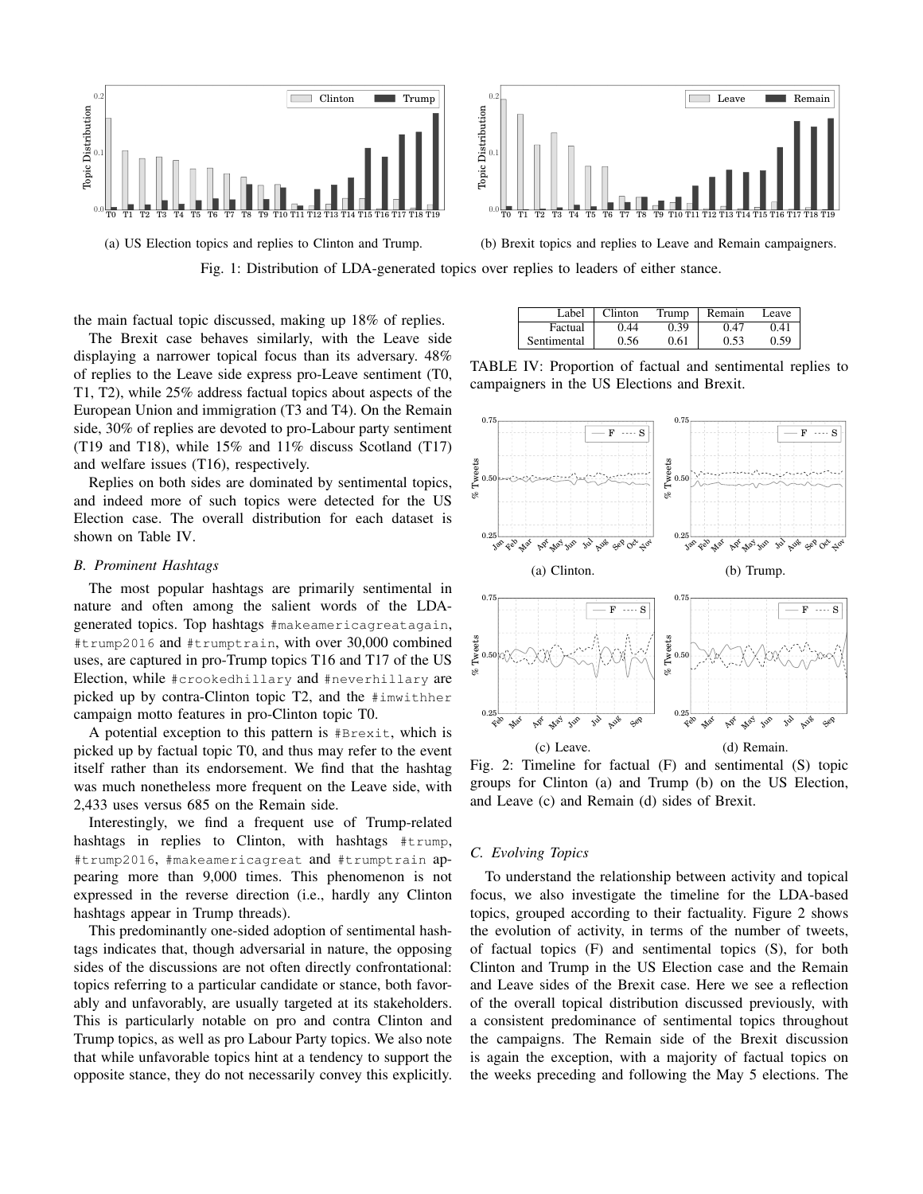(a) US Election topics and replies to Clinton and Trump.

(b) Brexit topics and replies to Leave and Remain campaigners.

Fig. 1: Distribution of LDA-generated topics over replies to leaders of either stance.

the main factual topic discussed, making up 18% of replies.

The Brexit case behaves similarly, with the Leave side displaying a narrower topical focus than its adversary. 48% of replies to the Leave side express pro-Leave sentiment (T0, T1, T2), while 25% address factual topics about aspects of the European Union and immigration (T3 and T4). On the Remain side, 30% of replies are devoted to pro-Labour party sentiment (T19 and T18), while 15% and 11% discuss Scotland (T17) and welfare issues (T16), respectively.

Replies on both sides are dominated by sentimental topics, and indeed more of such topics were detected for the US Election case. The overall distribution for each dataset is shown on Table IV.

### B. Prominent Hashtags

The most popular hashtags are primarily sentimental in nature and often among the salient words of the LDA-generated topics. Top hashtags #makeamericagreatagain, #trump2016 and #trumptrain, with over 30,000 combined uses, are captured in pro-Trump topics T16 and T17 of the US Election, while #crookedhillary and #neverhillary are picked up by contra-Clinton topic T2, and the #imwithher campaign motto features in pro-Clinton topic T0.

A potential exception to this pattern is #Brexit, which is picked up by factual topic T0, and thus may refer to the event itself rather than its endorsement. We find that the hashtag was much nonetheless more frequent on the Leave side, with 2,433 uses versus 685 on the Remain side.

Interestingly, we find a frequent use of Trump-related hashtags in replies to Clinton, with hashtags #trump, #trump2016, #makeamericagreat and #trumptrain appearing more than 9,000 times. This phenomenon is not expressed in the reverse direction (i.e., hardly any Clinton hashtags appear in Trump threads).

This predominantly one-sided adoption of sentimental hashtags indicates that, though adversarial in nature, the opposing sides of the discussions are not often directly confrontational: topics referring to a particular candidate or stance, both favorably and unfavorably, are usually targeted at its stakeholders. This is particularly notable on pro and contra Clinton and Trump topics, as well as pro Labour Party topics. We also note that while unfavorable topics hint at a tendency to support the opposite stance, they do not necessarily convey this explicitly.

| Label | Clinton | Trump | Remain | Leave |
|---|---|---|---|---|
| Factual | 0.44 | 0.39 | 0.47 | 0.41 |
| Sentimental | 0.56 | 0.61 | 0.53 | 0.59 |

TABLE IV: Proportion of factual and sentimental replies to campaigners in the US Elections and Brexit.

(a) Clinton.

(b) Trump.

(c) Leave.

(d) Remain.

Fig. 2: Timeline for factual (F) and sentimental (S) topic groups for Clinton (a) and Trump (b) on the US Election, and Leave (c) and Remain (d) sides of Brexit.

### C. Evolving Topics

To understand the relationship between activity and topical focus, we also investigate the timeline for the LDA-based topics, grouped according to their factuality. Figure 2 shows the evolution of activity, in terms of the number of tweets, of factual topics (F) and sentimental topics (S), for both Clinton and Trump in the US Election case and the Remain and Leave sides of the Brexit case. Here we see a reflection of the overall topical distribution discussed previously, with a consistent predominance of sentimental topics throughout the campaigns. The Remain side of the Brexit discussion is again the exception, with a majority of factual topics on the weeks preceding and following the May 5 elections. The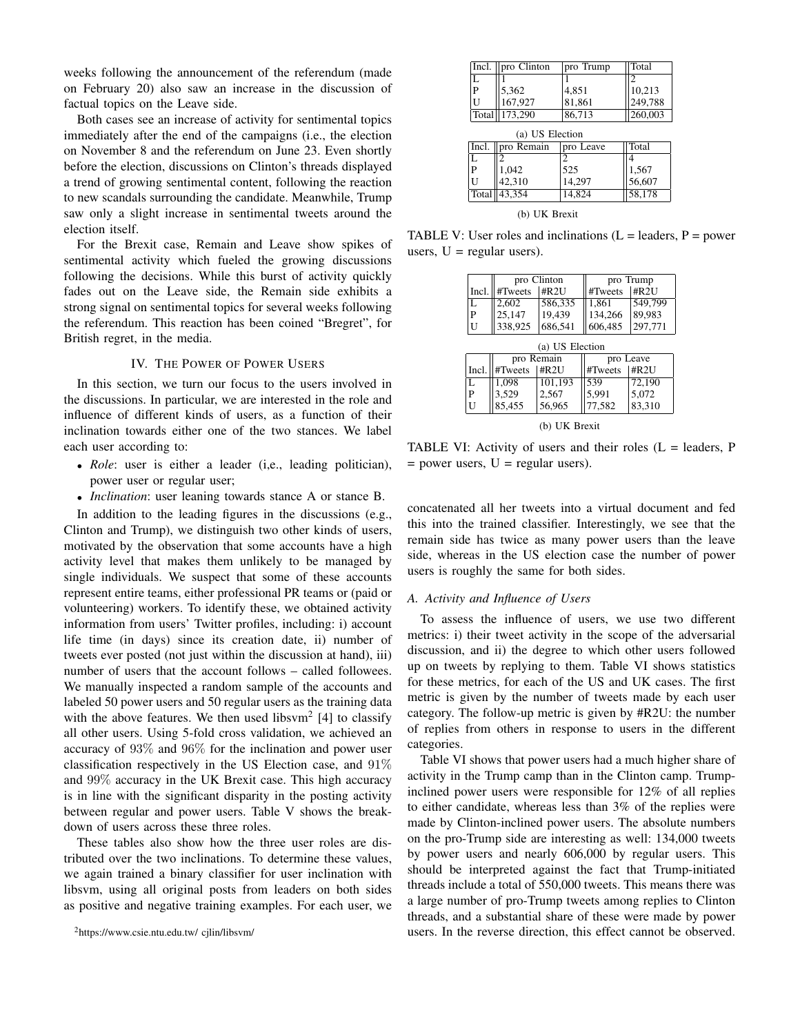weeks following the announcement of the referendum (made on February 20) also saw an increase in the discussion of factual topics on the Leave side.

Both cases see an increase of activity for sentimental topics immediately after the end of the campaigns (i.e., the election on November 8 and the referendum on June 23. Even shortly before the election, discussions on Clinton's threads displayed a trend of growing sentimental content, following the reaction to new scandals surrounding the candidate. Meanwhile, Trump saw only a slight increase in sentimental tweets around the election itself.

For the Brexit case, Remain and Leave show spikes of sentimental activity which fueled the growing discussions following the decisions. While this burst of activity quickly fades out on the Leave side, the Remain side exhibits a strong signal on sentimental topics for several weeks following the referendum. This reaction has been coined "Bregret", for British regret, in the media.

## IV. The Power of Power Users

In this section, we turn our focus to the users involved in the discussions. In particular, we are interested in the role and influence of different kinds of users, as a function of their inclination towards either one of the two stances. We label each user according to:

- *Role*: user is either a leader (i,e., leading politician), power user or regular user;
- *Inclination*: user leaning towards stance A or stance B.

In addition to the leading figures in the discussions (e.g., Clinton and Trump), we distinguish two other kinds of users, motivated by the observation that some accounts have a high activity level that makes them unlikely to be managed by single individuals. We suspect that some of these accounts represent entire teams, either professional PR teams or (paid or volunteering) workers. To identify these, we obtained activity information from users' Twitter profiles, including: i) account life time (in days) since its creation date, ii) number of tweets ever posted (not just within the discussion at hand), iii) number of users that the account follows – called followees. We manually inspected a random sample of the accounts and labeled 50 power users and 50 regular users as the training data with the above features. We then used libsvm[2] [4] to classify all other users. Using 5-fold cross validation, we achieved an accuracy of 93% and 96% for the inclination and power user classification respectively in the US Election case, and 91% and 99% accuracy in the UK Brexit case. This high accuracy is in line with the significant disparity in the posting activity between regular and power users. Table V shows the breakdown of users across these three roles.

These tables also show how the three user roles are distributed over the two inclinations. To determine these values, we again trained a binary classifier for user inclination with libsvm, using all original posts from leaders on both sides as positive and negative training examples. For each user, we concatenated all her tweets into a virtual document and fed this into the trained classifier. Interestingly, we see that the remain side has twice as many power users than the leave side, whereas in the US election case the number of power users is roughly the same for both sides.

| Incl. | pro Clinton | pro Trump | Total |
|---|---|---|---|
| L | 1 | 1 | 2 |
| P | 5,362 | 4,851 | 10,213 |
| U | 167,927 | 81,861 | 249,788 |
| Total | 173,290 | 86,713 | 260,003 |

(a) US Election

| Incl. | pro Remain | pro Leave | Total |
|---|---|---|---|
| L | 2 | 2 | 4 |
| P | 1,042 | 525 | 1,567 |
| U | 42,310 | 14,297 | 56,607 |
| Total | 43,354 | 14,824 | 58,178 |

(b) UK Brexit

TABLE V: User roles and inclinations (L = leaders, P = power users, U = regular users).

| | pro Clinton | | pro Trump | |
|---|---|---|---|---|
| Incl. | #Tweets | #R2U | #Tweets | #R2U |
| L | 2,602 | 586,335 | 1,861 | 549,799 |
| P | 25,147 | 19,439 | 134,266 | 89,983 |
| U | 338,925 | 686,541 | 606,485 | 297,771 |

(a) US Election

| | pro Remain | | pro Leave | |
|---|---|---|---|---|
| Incl. | #Tweets | #R2U | #Tweets | #R2U |
| L | 1,098 | 101,193 | 539 | 72,190 |
| P | 3,529 | 2,567 | 5,991 | 5,072 |
| U | 85,455 | 56,965 | 77,582 | 83,310 |

(b) UK Brexit

TABLE VI: Activity of users and their roles (L = leaders, P = power users, U = regular users).

### A. Activity and Influence of Users

To assess the influence of users, we use two different metrics: i) their tweet activity in the scope of the adversarial discussion, and ii) the degree to which other users followed up on tweets by replying to them. Table VI shows statistics for these metrics, for each of the US and UK cases. The first metric is given by the number of tweets made by each user category. The follow-up metric is given by #R2U: the number of replies from others in response to users in the different categories.

Table VI shows that power users had a much higher share of activity in the Trump camp than in the Clinton camp. Trump-inclined power users were responsible for 12% of all replies to either candidate, whereas less than 3% of the replies were made by Clinton-inclined power users. The absolute numbers on the pro-Trump side are interesting as well: 134,000 tweets by power users and nearly 606,000 by regular users. This should be interpreted against the fact that Trump-initiated threads include a total of 550,000 tweets. This means there was a large number of pro-Trump tweets among replies to Clinton threads, and a substantial share of these were made by power users. In the reverse direction, this effect cannot be observed.

[2]https://www.csie.ntu.edu.tw/ cjlin/libsvm/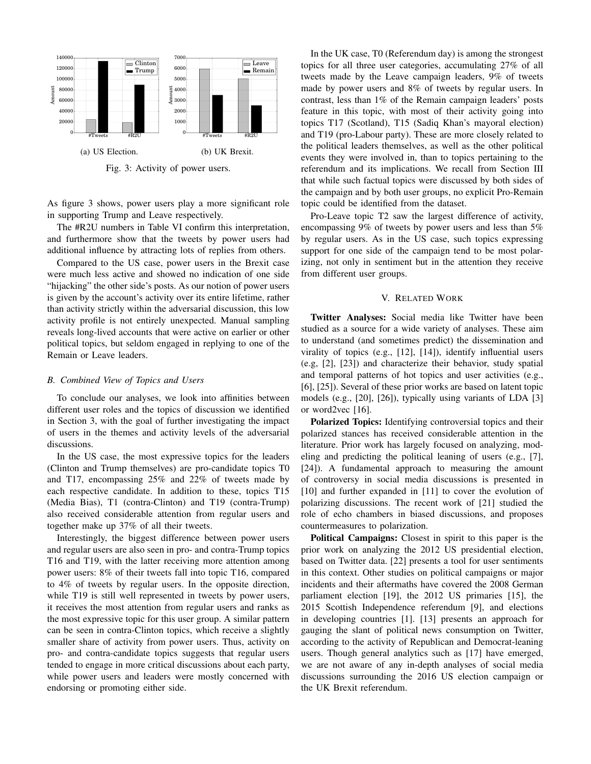(a) US Election.

(b) UK Brexit.

Fig. 3: Activity of power users.

As figure 3 shows, power users play a more significant role in supporting Trump and Leave respectively.

The #R2U numbers in Table VI confirm this interpretation, and furthermore show that the tweets by power users had additional influence by attracting lots of replies from others.

Compared to the US case, power users in the Brexit case were much less active and showed no indication of one side "hijacking" the other side's posts. As our notion of power users is given by the account's activity over its entire lifetime, rather than activity strictly within the adversarial discussion, this low activity profile is not entirely unexpected. Manual sampling reveals long-lived accounts that were active on earlier or other political topics, but seldom engaged in replying to one of the Remain or Leave leaders.

### B. Combined View of Topics and Users

To conclude our analyses, we look into affinities between different user roles and the topics of discussion we identified in Section 3, with the goal of further investigating the impact of users in the themes and activity levels of the adversarial discussions.

In the US case, the most expressive topics for the leaders (Clinton and Trump themselves) are pro-candidate topics T0 and T17, encompassing 25% and 22% of tweets made by each respective candidate. In addition to these, topics T15 (Media Bias), T1 (contra-Clinton) and T19 (contra-Trump) also received considerable attention from regular users and together make up 37% of all their tweets.

Interestingly, the biggest difference between power users and regular users are also seen in pro- and contra-Trump topics T16 and T19, with the latter receiving more attention among power users: 8% of their tweets fall into topic T16, compared to 4% of tweets by regular users. In the opposite direction, while T19 is still well represented in tweets by power users, it receives the most attention from regular users and ranks as the most expressive topic for this user group. A similar pattern can be seen in contra-Clinton topics, which receive a slightly smaller share of activity from power users. Thus, activity on pro- and contra-candidate topics suggests that regular users tended to engage in more critical discussions about each party, while power users and leaders were mostly concerned with endorsing or promoting either side.

In the UK case, T0 (Referendum day) is among the strongest topics for all three user categories, accumulating 27% of all tweets made by the Leave campaign leaders, 9% of tweets made by power users and 8% of tweets by regular users. In contrast, less than 1% of the Remain campaign leaders' posts feature in this topic, with most of their activity going into topics T17 (Scotland), T15 (Sadiq Khan's mayoral election) and T19 (pro-Labour party). These are more closely related to the political leaders themselves, as well as the other political events they were involved in, than to topics pertaining to the referendum and its implications. We recall from Section III that while such factual topics were discussed by both sides of the campaign and by both user groups, no explicit Pro-Remain topic could be identified from the dataset.

Pro-Leave topic T2 saw the largest difference of activity, encompassing 9% of tweets by power users and less than 5% by regular users. As in the US case, such topics expressing support for one side of the campaign tend to be most polarizing, not only in sentiment but in the attention they receive from different user groups.

## V. Related Work

**Twitter Analyses:** Social media like Twitter have been studied as a source for a wide variety of analyses. These aim to understand (and sometimes predict) the dissemination and virality of topics (e.g., [12], [14]), identify influential users (e.g, [2], [23]) and characterize their behavior, study spatial and temporal patterns of hot topics and user activities (e.g., [6], [25]). Several of these prior works are based on latent topic models (e.g., [20], [26]), typically using variants of LDA [3] or word2vec [16].

**Polarized Topics:** Identifying controversial topics and their polarized stances has received considerable attention in the literature. Prior work has largely focused on analyzing, modeling and predicting the political leaning of users (e.g., [7], [24]). A fundamental approach to measuring the amount of controversy in social media discussions is presented in [10] and further expanded in [11] to cover the evolution of polarizing discussions. The recent work of [21] studied the role of echo chambers in biased discussions, and proposes countermeasures to polarization.

**Political Campaigns:** Closest in spirit to this paper is the prior work on analyzing the 2012 US presidential election, based on Twitter data. [22] presents a tool for user sentiments in this context. Other studies on political campaigns or major incidents and their aftermaths have covered the 2008 German parliament election [19], the 2012 US primaries [15], the 2015 Scottish Independence referendum [9], and elections in developing countries [1]. [13] presents an approach for gauging the slant of political news consumption on Twitter, according to the activity of Republican and Democrat-leaning users. Though general analytics such as [17] have emerged, we are not aware of any in-depth analyses of social media discussions surrounding the 2016 US election campaign or the UK Brexit referendum.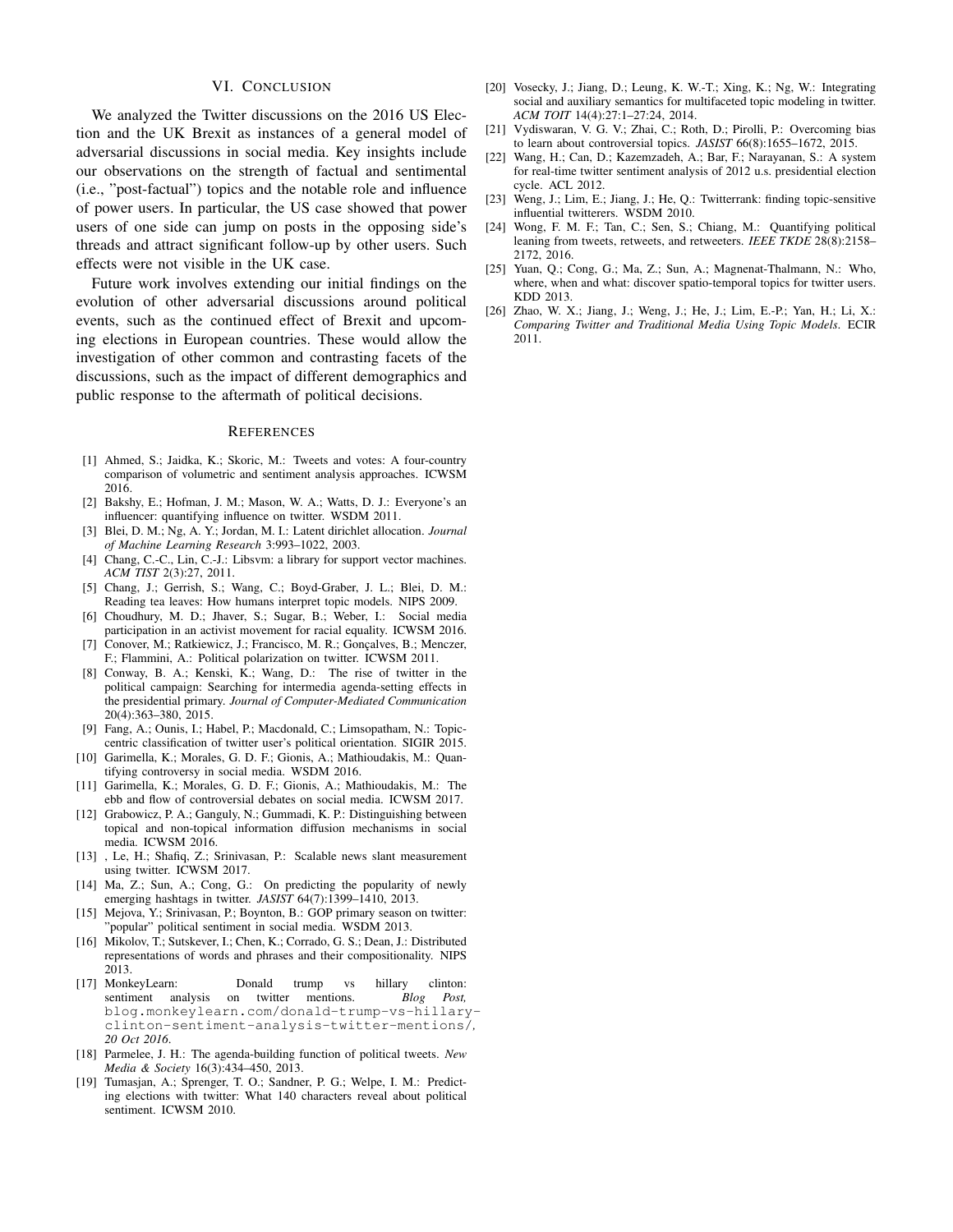## VI. Conclusion

We analyzed the Twitter discussions on the 2016 US Election and the UK Brexit as instances of a general model of adversarial discussions in social media. Key insights include our observations on the strength of factual and sentimental (i.e., "post-factual") topics and the notable role and influence of power users. In particular, the US case showed that power users of one side can jump on posts in the opposing side's threads and attract significant follow-up by other users. Such effects were not visible in the UK case.

Future work involves extending our initial findings on the evolution of other adversarial discussions around political events, such as the continued effect of Brexit and upcoming elections in European countries. These would allow the investigation of other common and contrasting facets of the discussions, such as the impact of different demographics and public response to the aftermath of political decisions.

## References

[1] Ahmed, S.; Jaidka, K.; Skoric, M.: Tweets and votes: A four-country comparison of volumetric and sentiment analysis approaches. ICWSM 2016.

[2] Bakshy, E.; Hofman, J. M.; Mason, W. A.; Watts, D. J.: Everyone's an influencer: quantifying influence on twitter. WSDM 2011.

[3] Blei, D. M.; Ng, A. Y.; Jordan, M. I.: Latent dirichlet allocation. *Journal of Machine Learning Research* 3:993–1022, 2003.

[4] Chang, C.-C., Lin, C.-J.: Libsvm: a library for support vector machines. *ACM TIST* 2(3):27, 2011.

[5] Chang, J.; Gerrish, S.; Wang, C.; Boyd-Graber, J. L.; Blei, D. M.: Reading tea leaves: How humans interpret topic models. NIPS 2009.

[6] Choudhury, M. D.; Jhaver, S.; Sugar, B.; Weber, I.: Social media participation in an activist movement for racial equality. ICWSM 2016.

[7] Conover, M.; Ratkiewicz, J.; Francisco, M. R.; Gonçalves, B.; Menczer, F.; Flammini, A.: Political polarization on twitter. ICWSM 2011.

[8] Conway, B. A.; Kenski, K.; Wang, D.: The rise of twitter in the political campaign: Searching for intermedia agenda-setting effects in the presidential primary. *Journal of Computer-Mediated Communication* 20(4):363–380, 2015.

[9] Fang, A.; Ounis, I.; Habel, P.; Macdonald, C.; Limsopatham, N.: Topic-centric classification of twitter user's political orientation. SIGIR 2015.

[10] Garimella, K.; Morales, G. D. F.; Gionis, A.; Mathioudakis, M.: Quantifying controversy in social media. WSDM 2016.

[11] Garimella, K.; Morales, G. D. F.; Gionis, A.; Mathioudakis, M.: The ebb and flow of controversial debates on social media. ICWSM 2017.

[12] Grabowicz, P. A.; Ganguly, N.; Gummadi, K. P.: Distinguishing between topical and non-topical information diffusion mechanisms in social media. ICWSM 2016.

[13] , Le, H.; Shafiq, Z.; Srinivasan, P.: Scalable news slant measurement using twitter. ICWSM 2017.

[14] Ma, Z.; Sun, A.; Cong, G.: On predicting the popularity of newly emerging hashtags in twitter. *JASIST* 64(7):1399–1410, 2013.

[15] Mejova, Y.; Srinivasan, P.; Boynton, B.: GOP primary season on twitter: "popular" political sentiment in social media. WSDM 2013.

[16] Mikolov, T.; Sutskever, I.; Chen, K.; Corrado, G. S.; Dean, J.: Distributed representations of words and phrases and their compositionality. NIPS 2013.

[17] MonkeyLearn: Donald trump vs hillary clinton: sentiment analysis on twitter mentions. *Blog Post,* `blog.monkeylearn.com/donald-trump-vs-hillary-clinton-sentiment-analysis-twitter-mentions/`, *20 Oct 2016*.

[18] Parmelee, J. H.: The agenda-building function of political tweets. *New Media & Society* 16(3):434–450, 2013.

[19] Tumasjan, A.; Sprenger, T. O.; Sandner, P. G.; Welpe, I. M.: Predicting elections with twitter: What 140 characters reveal about political sentiment. ICWSM 2010.

[20] Vosecky, J.; Jiang, D.; Leung, K. W.-T.; Xing, K.; Ng, W.: Integrating social and auxiliary semantics for multifaceted topic modeling in twitter. *ACM TOIT* 14(4):27:1–27:24, 2014.

[21] Vydiswaran, V. G. V.; Zhai, C.; Roth, D.; Pirolli, P.: Overcoming bias to learn about controversial topics. *JASIST* 66(8):1655–1672, 2015.

[22] Wang, H.; Can, D.; Kazemzadeh, A.; Bar, F.; Narayanan, S.: A system for real-time twitter sentiment analysis of 2012 u.s. presidential election cycle. ACL 2012.

[23] Weng, J.; Lim, E.; Jiang, J.; He, Q.: Twitterrank: finding topic-sensitive influential twitterers. WSDM 2010.

[24] Wong, F. M. F.; Tan, C.; Sen, S.; Chiang, M.: Quantifying political leaning from tweets, retweets, and retweeters. *IEEE TKDE* 28(8):2158–2172, 2016.

[25] Yuan, Q.; Cong, G.; Ma, Z.; Sun, A.; Magnenat-Thalmann, N.: Who, where, when and what: discover spatio-temporal topics for twitter users. KDD 2013.

[26] Zhao, W. X.; Jiang, J.; Weng, J.; He, J.; Lim, E.-P.; Yan, H.; Li, X.: *Comparing Twitter and Traditional Media Using Topic Models*. ECIR 2011.